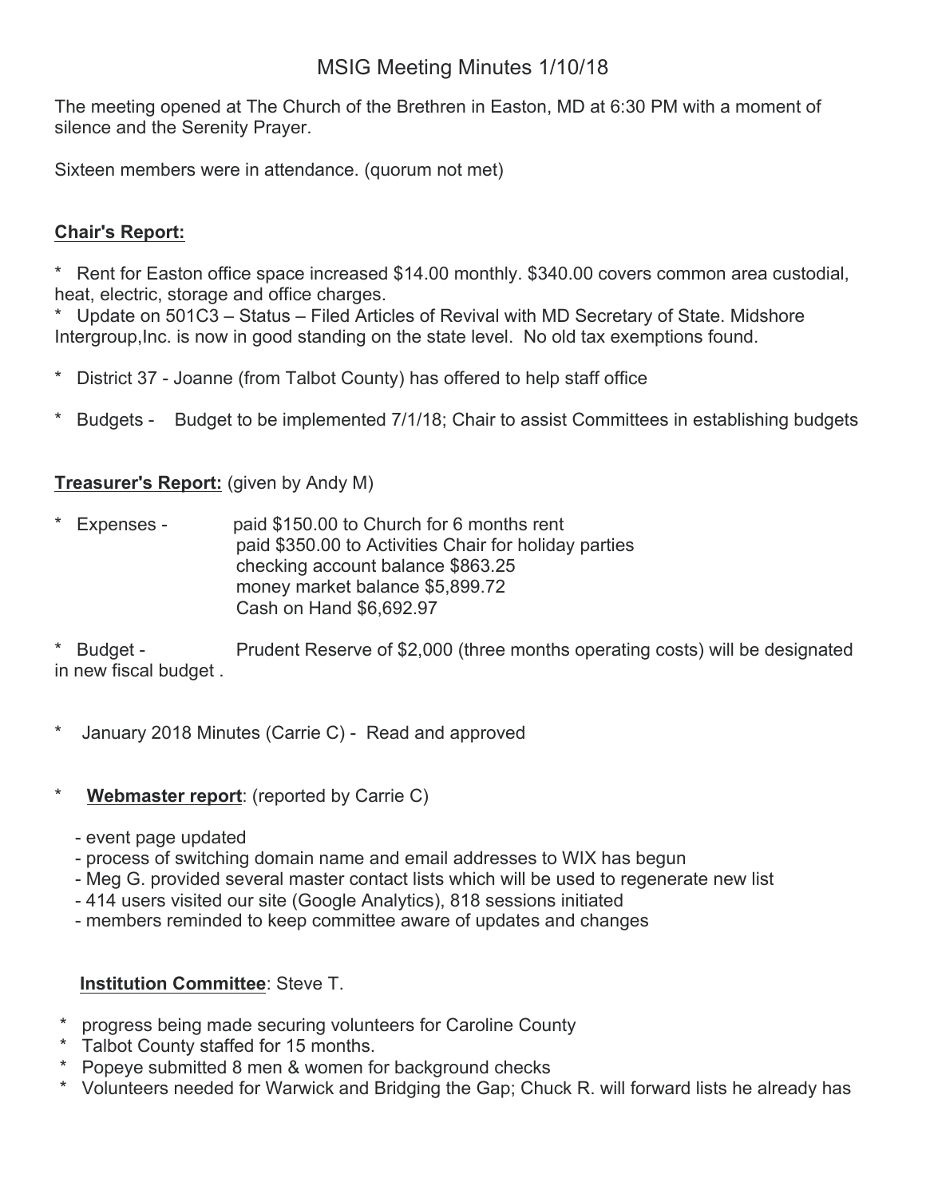# MSIG Meeting Minutes 1/10/18

The meeting opened at The Church of the Brethren in Easton, MD at 6:30 PM with a moment of silence and the Serenity Prayer.

Sixteen members were in attendance. (quorum not met)

**Chair's Report:**

* Rent for Easton office space increased $14.00 monthly. $340.00 covers common area custodial, heat, electric, storage and office charges.
* Update on 501C3 – Status – Filed Articles of Revival with MD Secretary of State. Midshore Intergroup,Inc. is now in good standing on the state level. No old tax exemptions found.
* District 37 - Joanne (from Talbot County) has offered to help staff office
* Budgets - Budget to be implemented 7/1/18; Chair to assist Committees in establishing budgets

**Treasurer's Report:** (given by Andy M)

* Expenses - paid $150.00 to Church for 6 months rent
  paid $350.00 to Activities Chair for holiday parties
  checking account balance $863.25
  money market balance $5,899.72
  Cash on Hand $6,692.97

* Budget - Prudent Reserve of $2,000 (three months operating costs) will be designated in new fiscal budget .

* January 2018 Minutes (Carrie C) - Read and approved

* **Webmaster report**: (reported by Carrie C)

  - event page updated
  - process of switching domain name and email addresses to WIX has begun
  - Meg G. provided several master contact lists which will be used to regenerate new list
  - 414 users visited our site (Google Analytics), 818 sessions initiated
  - members reminded to keep committee aware of updates and changes

**Institution Committee**: Steve T.

* progress being made securing volunteers for Caroline County
* Talbot County staffed for 15 months.
* Popeye submitted 8 men & women for background checks
* Volunteers needed for Warwick and Bridging the Gap; Chuck R. will forward lists he already has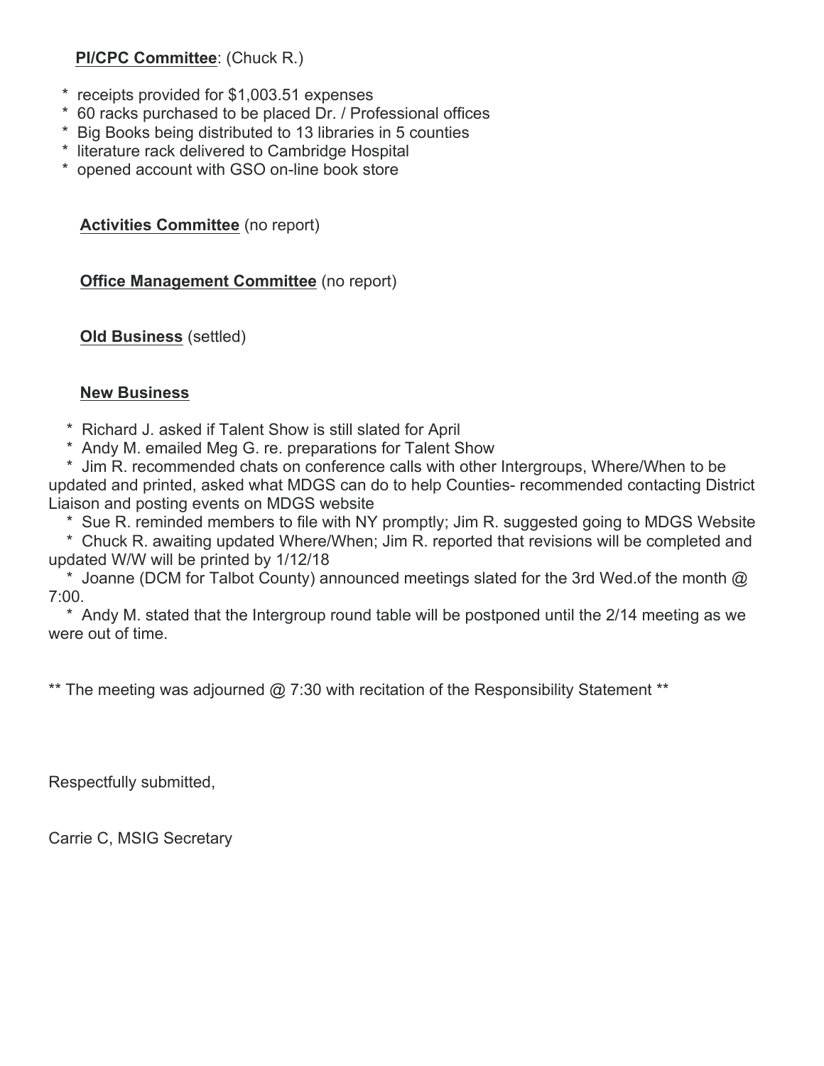**PI/CPC Committee**: (Chuck R.)

* receipts provided for $1,003.51 expenses
* 60 racks purchased to be placed Dr. / Professional offices
* Big Books being distributed to 13 libraries in 5 counties
* literature rack delivered to Cambridge Hospital
* opened account with GSO on-line book store

**Activities Committee** (no report)

**Office Management Committee** (no report)

**Old Business** (settled)

**New Business**

* Richard J. asked if Talent Show is still slated for April
* Andy M. emailed Meg G. re. preparations for Talent Show
* Jim R. recommended chats on conference calls with other Intergroups, Where/When to be updated and printed, asked what MDGS can do to help Counties- recommended contacting District Liaison and posting events on MDGS website
* Sue R. reminded members to file with NY promptly; Jim R. suggested going to MDGS Website
* Chuck R. awaiting updated Where/When; Jim R. reported that revisions will be completed and updated W/W will be printed by 1/12/18
* Joanne (DCM for Talbot County) announced meetings slated for the 3rd Wed.of the month @ 7:00.
* Andy M. stated that the Intergroup round table will be postponed until the 2/14 meeting as we were out of time.

** The meeting was adjourned @ 7:30 with recitation of the Responsibility Statement **

Respectfully submitted,

Carrie C, MSIG Secretary